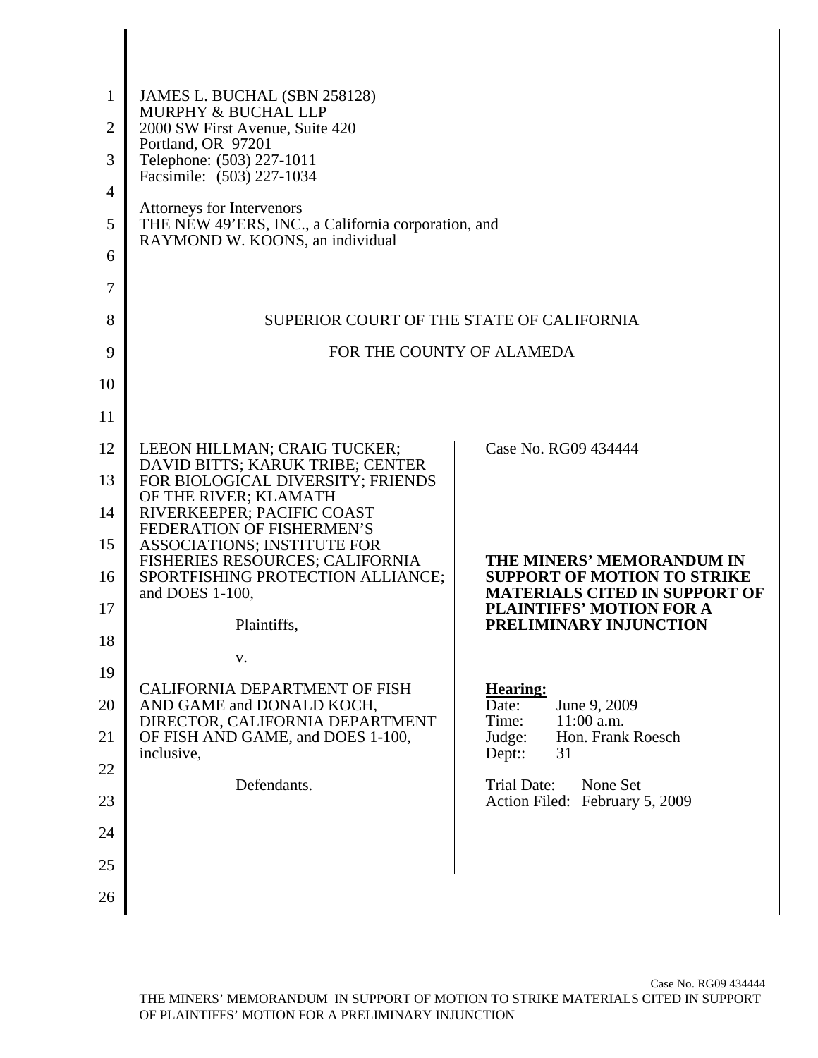JAMES L. BUCHAL (SBN 258128)
MURPHY & BUCHAL LLP
2000 SW First Avenue, Suite 420
Portland, OR 97201
Telephone: (503) 227-1011
Facsimile: (503) 227-1034

Attorneys for Intervenors
THE NEW 49'ERS, INC., a California corporation, and
RAYMOND W. KOONS, an individual

SUPERIOR COURT OF THE STATE OF CALIFORNIA

FOR THE COUNTY OF ALAMEDA

LEEON HILLMAN; CRAIG TUCKER; DAVID BITTS; KARUK TRIBE; CENTER FOR BIOLOGICAL DIVERSITY; FRIENDS OF THE RIVER; KLAMATH RIVERKEEPER; PACIFIC COAST FEDERATION OF FISHERMEN'S ASSOCIATIONS; INSTITUTE FOR FISHERIES RESOURCES; CALIFORNIA SPORTFISHING PROTECTION ALLIANCE; and DOES 1-100,

Plaintiffs,

v.

CALIFORNIA DEPARTMENT OF FISH AND GAME and DONALD KOCH, DIRECTOR, CALIFORNIA DEPARTMENT OF FISH AND GAME, and DOES 1-100, inclusive,

Defendants.

Case No. RG09 434444

**THE MINERS' MEMORANDUM IN SUPPORT OF MOTION TO STRIKE MATERIALS CITED IN SUPPORT OF PLAINTIFFS' MOTION FOR A PRELIMINARY INJUNCTION**

**Hearing:**
Date: June 9, 2009
Time: 11:00 a.m.
Judge: Hon. Frank Roesch
Dept:: 31

Trial Date: None Set
Action Filed: February 5, 2009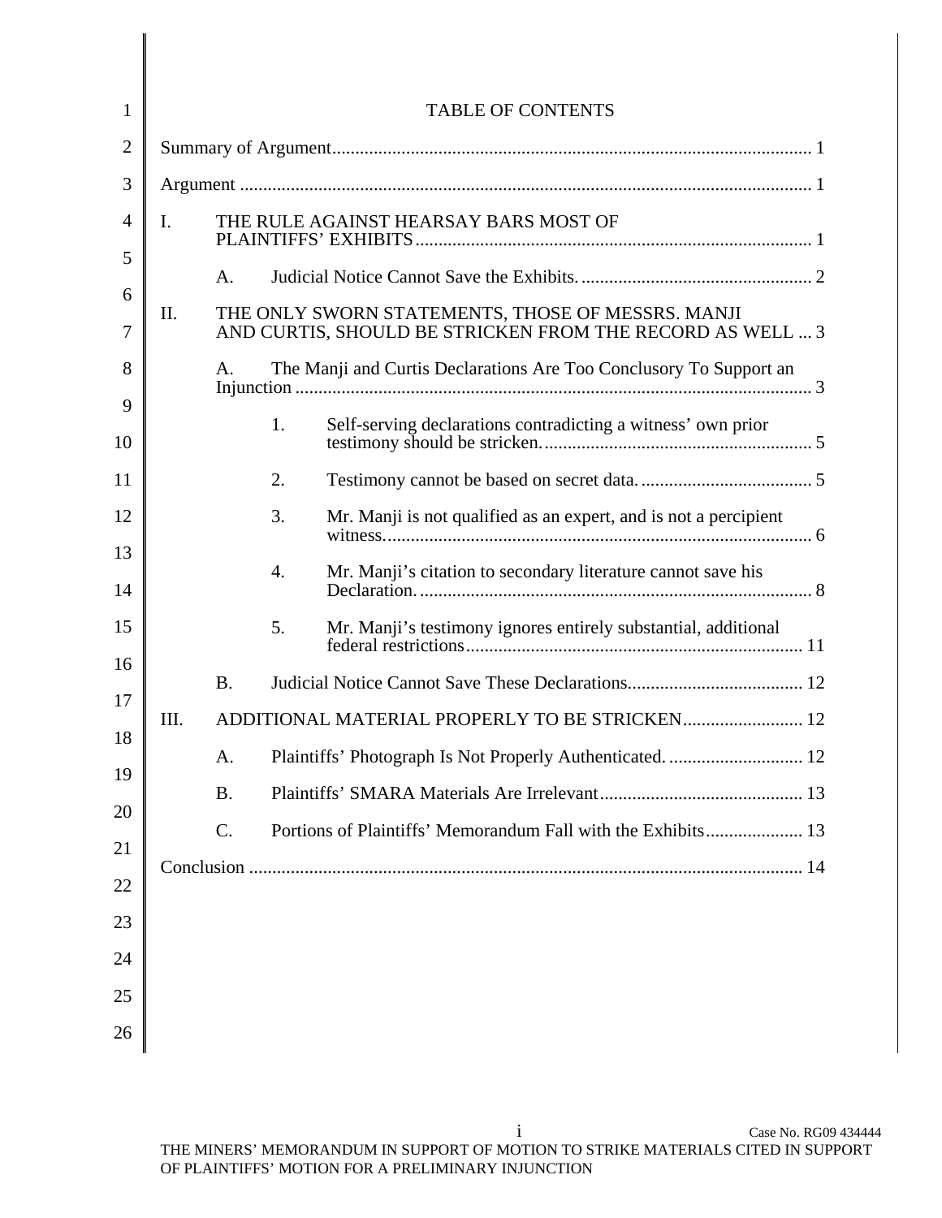# TABLE OF CONTENTS

Summary of Argument ........................................................................................................ 1

Argument ........................................................................................................................... 1

I. THE RULE AGAINST HEARSAY BARS MOST OF PLAINTIFFS' EXHIBITS ..................................................................................... 1

  A. Judicial Notice Cannot Save the Exhibits. ................................................... 2

II. THE ONLY SWORN STATEMENTS, THOSE OF MESSRS. MANJI AND CURTIS, SHOULD BE STRICKEN FROM THE RECORD AS WELL ... 3

  A. The Manji and Curtis Declarations Are Too Conclusory To Support an Injunction ............................................................................................................... 3

    1. Self-serving declarations contradicting a witness' own prior testimony should be stricken. .......................................................... 5

    2. Testimony cannot be based on secret data. ..................................... 5

    3. Mr. Manji is not qualified as an expert, and is not a percipient witness. ............................................................................................ 6

    4. Mr. Manji's citation to secondary literature cannot save his Declaration. ..................................................................................... 8

    5. Mr. Manji's testimony ignores entirely substantial, additional federal restrictions ........................................................................ 11

  B. Judicial Notice Cannot Save These Declarations....................................... 12

III. ADDITIONAL MATERIAL PROPERLY TO BE STRICKEN.......................... 12

  A. Plaintiffs' Photograph Is Not Properly Authenticated. ............................. 12

  B. Plaintiffs' SMARA Materials Are Irrelevant ............................................ 13

  C. Portions of Plaintiffs' Memorandum Fall with the Exhibits..................... 13

Conclusion ........................................................................................................................ 14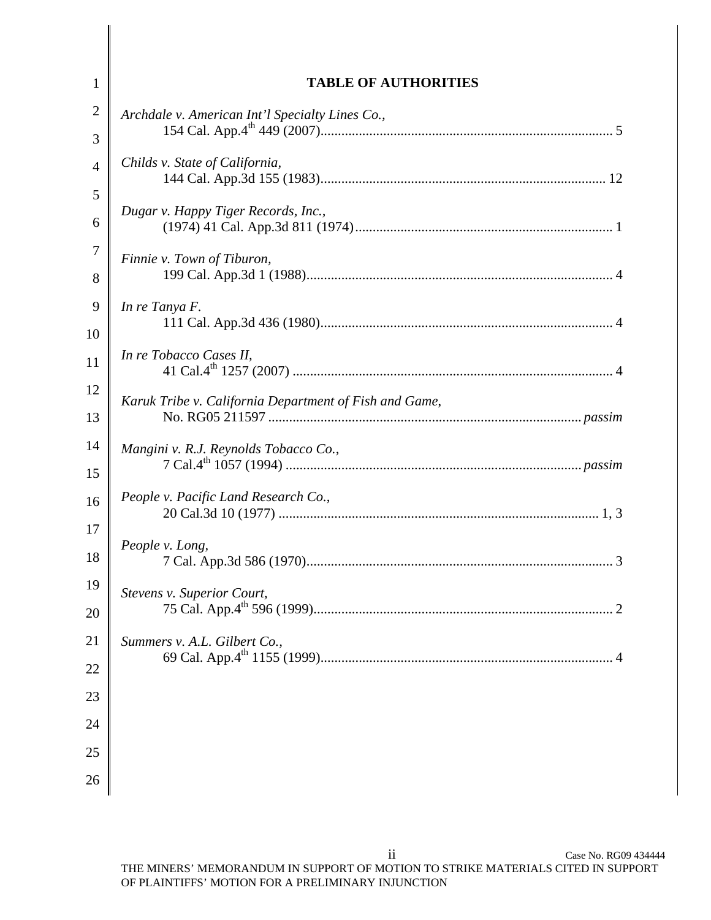# TABLE OF AUTHORITIES

*Archdale v. American Int'l Specialty Lines Co.*,
154 Cal. App.4th 449 (2007)........................................................................................ 5

*Childs v. State of California*,
144 Cal. App.3d 155 (1983)........................................................................................ 12

*Dugar v. Happy Tiger Records, Inc.*,
(1974) 41 Cal. App.3d 811 (1974)................................................................................ 1

*Finnie v. Town of Tiburon*,
199 Cal. App.3d 1 (1988)............................................................................................ 4

*In re Tanya F.*
111 Cal. App.3d 436 (1980)......................................................................................... 4

*In re Tobacco Cases II*,
41 Cal.4th 1257 (2007) ................................................................................................ 4

*Karuk Tribe v. California Department of Fish and Game*,
No. RG05 211597 .......................................................................................... *passim*

*Mangini v. R.J. Reynolds Tobacco Co.*,
7 Cal.4th 1057 (1994) .................................................................................... *passim*

*People v. Pacific Land Research Co.*,
20 Cal.3d 10 (1977) ............................................................................................. 1, 3

*People v. Long*,
7 Cal. App.3d 586 (1970)............................................................................................ 3

*Stevens v. Superior Court*,
75 Cal. App.4th 596 (1999).......................................................................................... 2

*Summers v. A.L. Gilbert Co.*,
69 Cal. App.4th 1155 (1999)........................................................................................ 4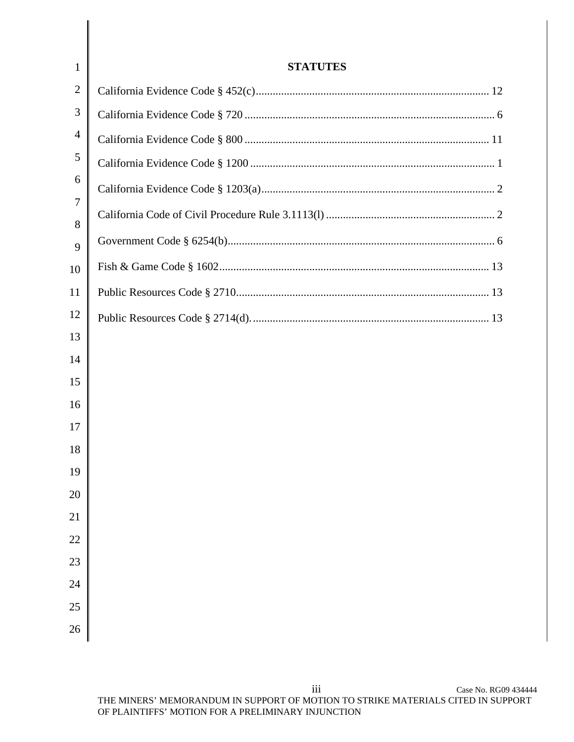## STATUTES

California Evidence Code § 452(c) ... 12

California Evidence Code § 720 ... 6

California Evidence Code § 800 ... 11

California Evidence Code § 1200 ... 1

California Evidence Code § 1203(a) ... 2

California Code of Civil Procedure Rule 3.1113(l) ... 2

Government Code § 6254(b) ... 6

Fish & Game Code § 1602 ... 13

Public Resources Code § 2710 ... 13

Public Resources Code § 2714(d). ... 13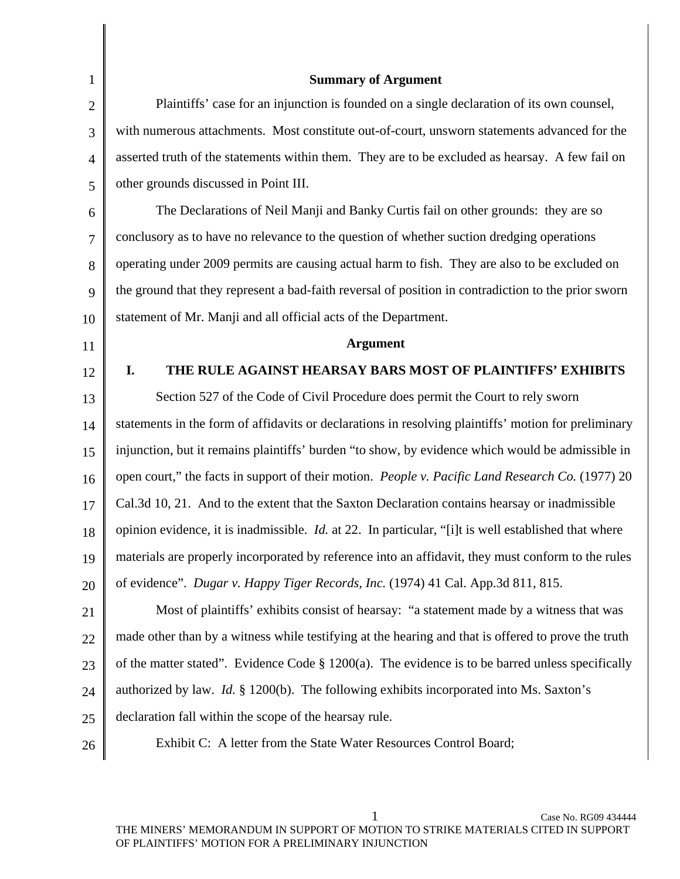**Summary of Argument**

Plaintiffs' case for an injunction is founded on a single declaration of its own counsel, with numerous attachments. Most constitute out-of-court, unsworn statements advanced for the asserted truth of the statements within them. They are to be excluded as hearsay. A few fail on other grounds discussed in Point III.

The Declarations of Neil Manji and Banky Curtis fail on other grounds: they are so conclusory as to have no relevance to the question of whether suction dredging operations operating under 2009 permits are causing actual harm to fish. They are also to be excluded on the ground that they represent a bad-faith reversal of position in contradiction to the prior sworn statement of Mr. Manji and all official acts of the Department.

**Argument**

## I. THE RULE AGAINST HEARSAY BARS MOST OF PLAINTIFFS' EXHIBITS

Section 527 of the Code of Civil Procedure does permit the Court to rely sworn statements in the form of affidavits or declarations in resolving plaintiffs' motion for preliminary injunction, but it remains plaintiffs' burden "to show, by evidence which would be admissible in open court," the facts in support of their motion. *People v. Pacific Land Research Co.* (1977) 20 Cal.3d 10, 21. And to the extent that the Saxton Declaration contains hearsay or inadmissible opinion evidence, it is inadmissible. *Id.* at 22. In particular, "[i]t is well established that where materials are properly incorporated by reference into an affidavit, they must conform to the rules of evidence". *Dugar v. Happy Tiger Records, Inc.* (1974) 41 Cal. App.3d 811, 815.

Most of plaintiffs' exhibits consist of hearsay: "a statement made by a witness that was made other than by a witness while testifying at the hearing and that is offered to prove the truth of the matter stated". Evidence Code § 1200(a). The evidence is to be barred unless specifically authorized by law. *Id.* § 1200(b). The following exhibits incorporated into Ms. Saxton's declaration fall within the scope of the hearsay rule.

Exhibit C: A letter from the State Water Resources Control Board;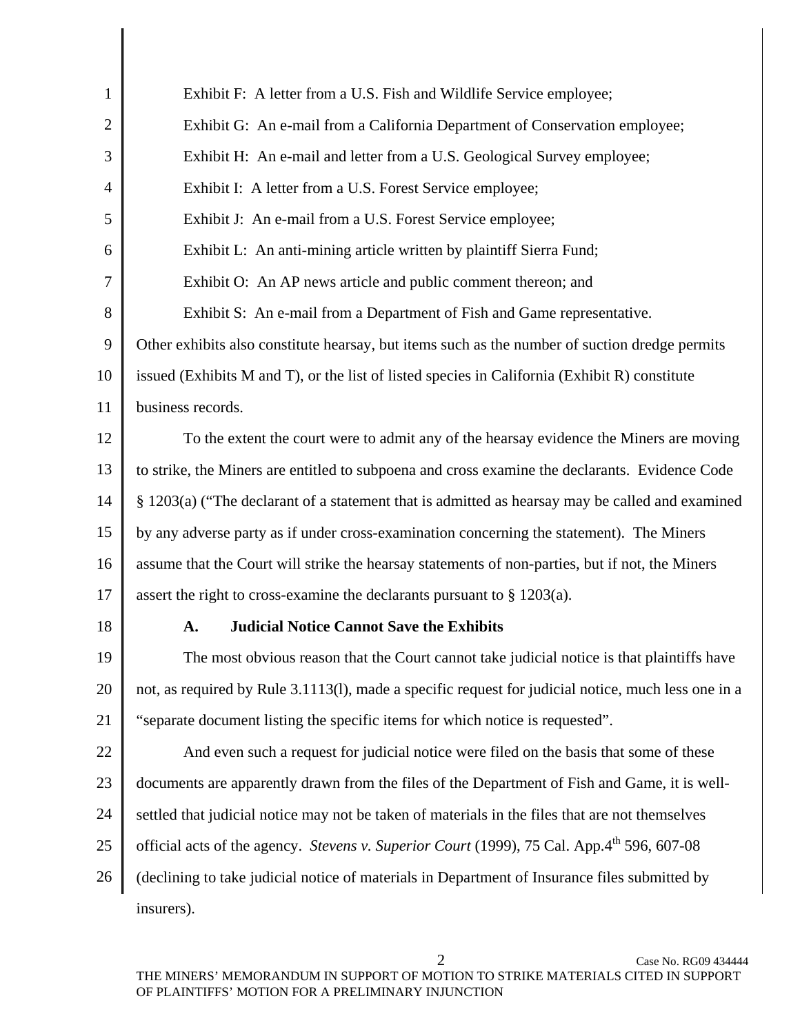Exhibit F: A letter from a U.S. Fish and Wildlife Service employee;

Exhibit G: An e-mail from a California Department of Conservation employee;

Exhibit H: An e-mail and letter from a U.S. Geological Survey employee;

Exhibit I: A letter from a U.S. Forest Service employee;

Exhibit J: An e-mail from a U.S. Forest Service employee;

Exhibit L: An anti-mining article written by plaintiff Sierra Fund;

Exhibit O: An AP news article and public comment thereon; and

Exhibit S: An e-mail from a Department of Fish and Game representative.

Other exhibits also constitute hearsay, but items such as the number of suction dredge permits issued (Exhibits M and T), or the list of listed species in California (Exhibit R) constitute business records.

To the extent the court were to admit any of the hearsay evidence the Miners are moving to strike, the Miners are entitled to subpoena and cross examine the declarants. Evidence Code § 1203(a) ("The declarant of a statement that is admitted as hearsay may be called and examined by any adverse party as if under cross-examination concerning the statement). The Miners assume that the Court will strike the hearsay statements of non-parties, but if not, the Miners assert the right to cross-examine the declarants pursuant to § 1203(a).

### A. Judicial Notice Cannot Save the Exhibits

The most obvious reason that the Court cannot take judicial notice is that plaintiffs have not, as required by Rule 3.1113(l), made a specific request for judicial notice, much less one in a "separate document listing the specific items for which notice is requested".

And even such a request for judicial notice were filed on the basis that some of these documents are apparently drawn from the files of the Department of Fish and Game, it is well-settled that judicial notice may not be taken of materials in the files that are not themselves official acts of the agency. *Stevens v. Superior Court* (1999), 75 Cal. App.4th 596, 607-08 (declining to take judicial notice of materials in Department of Insurance files submitted by insurers).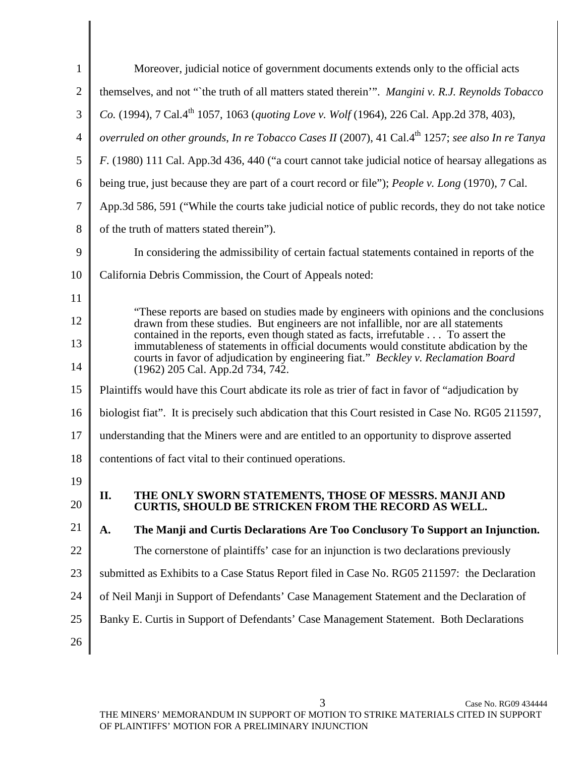Moreover, judicial notice of government documents extends only to the official acts themselves, and not "`the truth of all matters stated therein'". *Mangini v. R.J. Reynolds Tobacco Co.* (1994), 7 Cal.4th 1057, 1063 (*quoting Love v. Wolf* (1964), 226 Cal. App.2d 378, 403), *overruled on other grounds, In re Tobacco Cases II* (2007), 41 Cal.4th 1257; *see also In re Tanya F.* (1980) 111 Cal. App.3d 436, 440 ("a court cannot take judicial notice of hearsay allegations as being true, just because they are part of a court record or file"); *People v. Long* (1970), 7 Cal. App.3d 586, 591 ("While the courts take judicial notice of public records, they do not take notice of the truth of matters stated therein").

In considering the admissibility of certain factual statements contained in reports of the California Debris Commission, the Court of Appeals noted:

> "These reports are based on studies made by engineers with opinions and the conclusions drawn from these studies. But engineers are not infallible, nor are all statements contained in the reports, even though stated as facts, irrefutable . . . To assert the immutableness of statements in official documents would constitute abdication by the courts in favor of adjudication by engineering fiat." *Beckley v. Reclamation Board* (1962) 205 Cal. App.2d 734, 742.

Plaintiffs would have this Court abdicate its role as trier of fact in favor of "adjudication by biologist fiat". It is precisely such abdication that this Court resisted in Case No. RG05 211597, understanding that the Miners were and are entitled to an opportunity to disprove asserted contentions of fact vital to their continued operations.

## II. THE ONLY SWORN STATEMENTS, THOSE OF MESSRS. MANJI AND CURTIS, SHOULD BE STRICKEN FROM THE RECORD AS WELL.

### A. The Manji and Curtis Declarations Are Too Conclusory To Support an Injunction.

The cornerstone of plaintiffs' case for an injunction is two declarations previously submitted as Exhibits to a Case Status Report filed in Case No. RG05 211597: the Declaration of Neil Manji in Support of Defendants' Case Management Statement and the Declaration of Banky E. Curtis in Support of Defendants' Case Management Statement. Both Declarations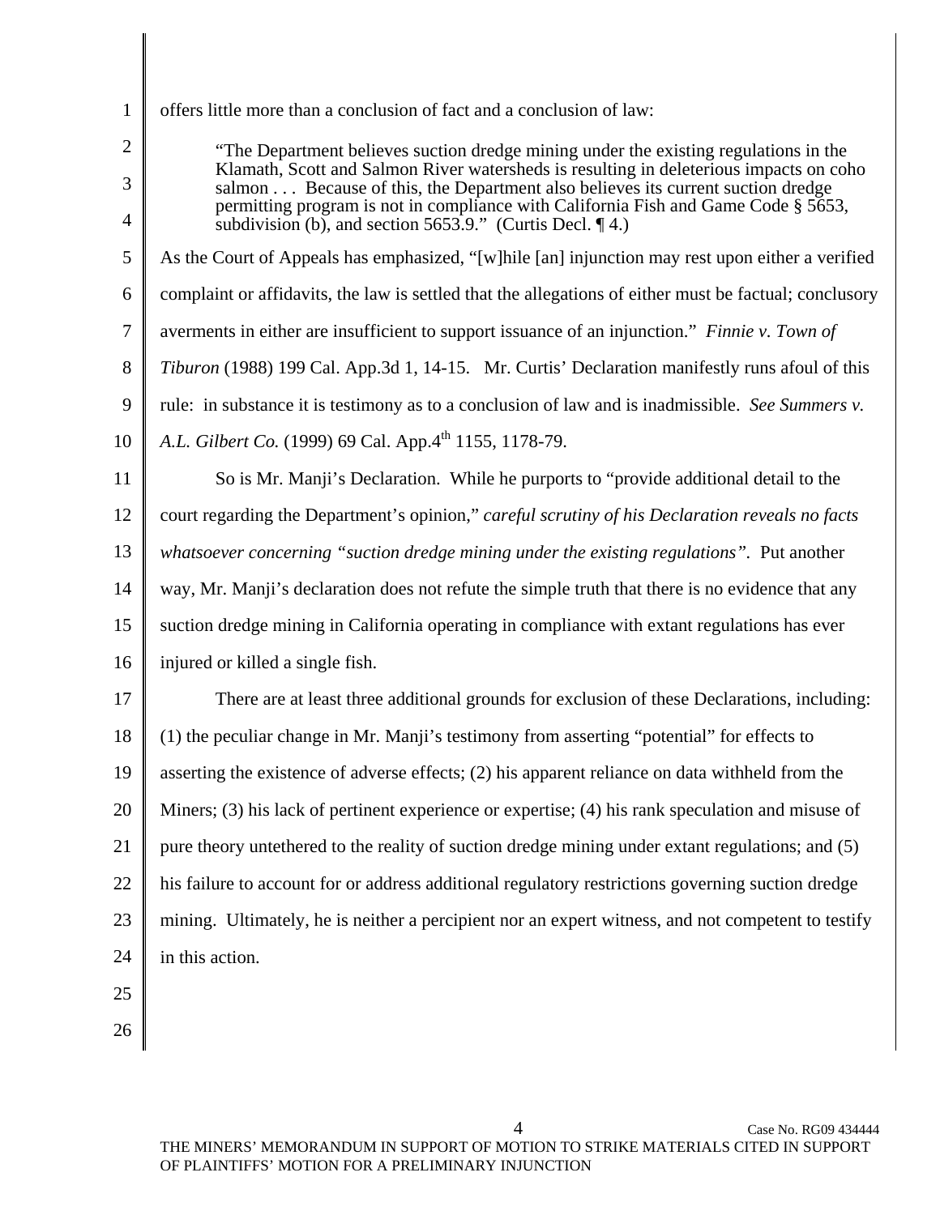offers little more than a conclusion of fact and a conclusion of law:

> "The Department believes suction dredge mining under the existing regulations in the Klamath, Scott and Salmon River watersheds is resulting in deleterious impacts on coho salmon . . . Because of this, the Department also believes its current suction dredge permitting program is not in compliance with California Fish and Game Code § 5653, subdivision (b), and section 5653.9." (Curtis Decl. ¶ 4.)

As the Court of Appeals has emphasized, "[w]hile [an] injunction may rest upon either a verified complaint or affidavits, the law is settled that the allegations of either must be factual; conclusory averments in either are insufficient to support issuance of an injunction." *Finnie v. Town of Tiburon* (1988) 199 Cal. App.3d 1, 14-15. Mr. Curtis' Declaration manifestly runs afoul of this rule: in substance it is testimony as to a conclusion of law and is inadmissible. *See Summers v. A.L. Gilbert Co.* (1999) 69 Cal. App.4th 1155, 1178-79.

So is Mr. Manji's Declaration. While he purports to "provide additional detail to the court regarding the Department's opinion," *careful scrutiny of his Declaration reveals no facts whatsoever concerning "suction dredge mining under the existing regulations".* Put another way, Mr. Manji's declaration does not refute the simple truth that there is no evidence that any suction dredge mining in California operating in compliance with extant regulations has ever injured or killed a single fish.

There are at least three additional grounds for exclusion of these Declarations, including: (1) the peculiar change in Mr. Manji's testimony from asserting "potential" for effects to asserting the existence of adverse effects; (2) his apparent reliance on data withheld from the Miners; (3) his lack of pertinent experience or expertise; (4) his rank speculation and misuse of pure theory untethered to the reality of suction dredge mining under extant regulations; and (5) his failure to account for or address additional regulatory restrictions governing suction dredge mining. Ultimately, he is neither a percipient nor an expert witness, and not competent to testify in this action.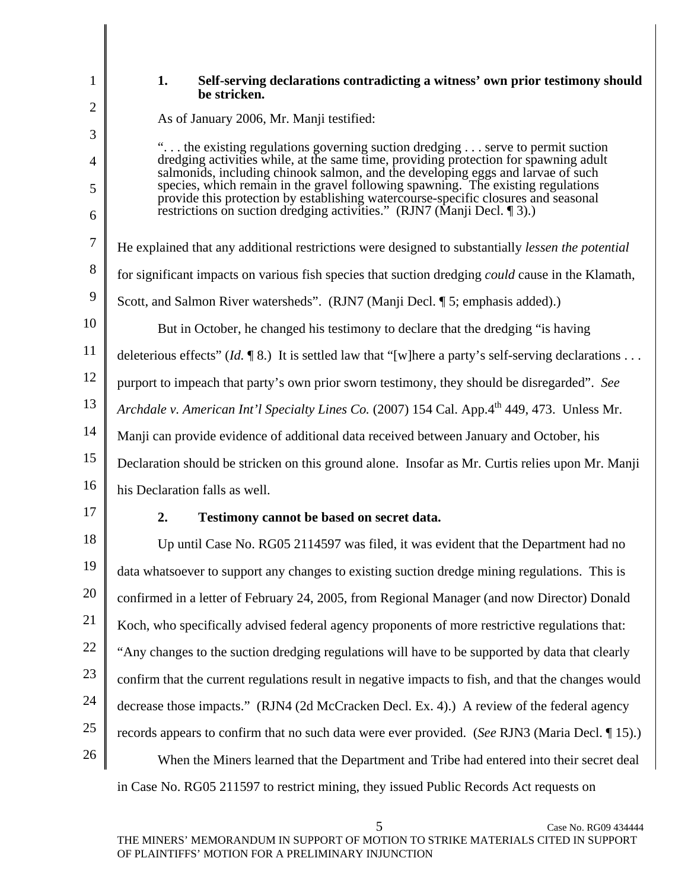### 1. Self-serving declarations contradicting a witness' own prior testimony should be stricken.

As of January 2006, Mr. Manji testified:

> ". . . the existing regulations governing suction dredging . . . serve to permit suction dredging activities while, at the same time, providing protection for spawning adult salmonids, including chinook salmon, and the developing eggs and larvae of such species, which remain in the gravel following spawning. The existing regulations provide this protection by establishing watercourse-specific closures and seasonal restrictions on suction dredging activities." (RJN7 (Manji Decl. ¶ 3).)

He explained that any additional restrictions were designed to substantially *lessen the potential* for significant impacts on various fish species that suction dredging *could* cause in the Klamath, Scott, and Salmon River watersheds". (RJN7 (Manji Decl. ¶ 5; emphasis added).)

But in October, he changed his testimony to declare that the dredging "is having deleterious effects" (*Id.* ¶ 8.) It is settled law that "[w]here a party's self-serving declarations . . . purport to impeach that party's own prior sworn testimony, they should be disregarded". *See Archdale v. American Int'l Specialty Lines Co.* (2007) 154 Cal. App.4th 449, 473. Unless Mr. Manji can provide evidence of additional data received between January and October, his Declaration should be stricken on this ground alone. Insofar as Mr. Curtis relies upon Mr. Manji his Declaration falls as well.

### 2. Testimony cannot be based on secret data.

Up until Case No. RG05 2114597 was filed, it was evident that the Department had no data whatsoever to support any changes to existing suction dredge mining regulations. This is confirmed in a letter of February 24, 2005, from Regional Manager (and now Director) Donald Koch, who specifically advised federal agency proponents of more restrictive regulations that: "Any changes to the suction dredging regulations will have to be supported by data that clearly confirm that the current regulations result in negative impacts to fish, and that the changes would decrease those impacts." (RJN4 (2d McCracken Decl. Ex. 4).) A review of the federal agency records appears to confirm that no such data were ever provided. (*See* RJN3 (Maria Decl. ¶ 15).)

When the Miners learned that the Department and Tribe had entered into their secret deal in Case No. RG05 211597 to restrict mining, they issued Public Records Act requests on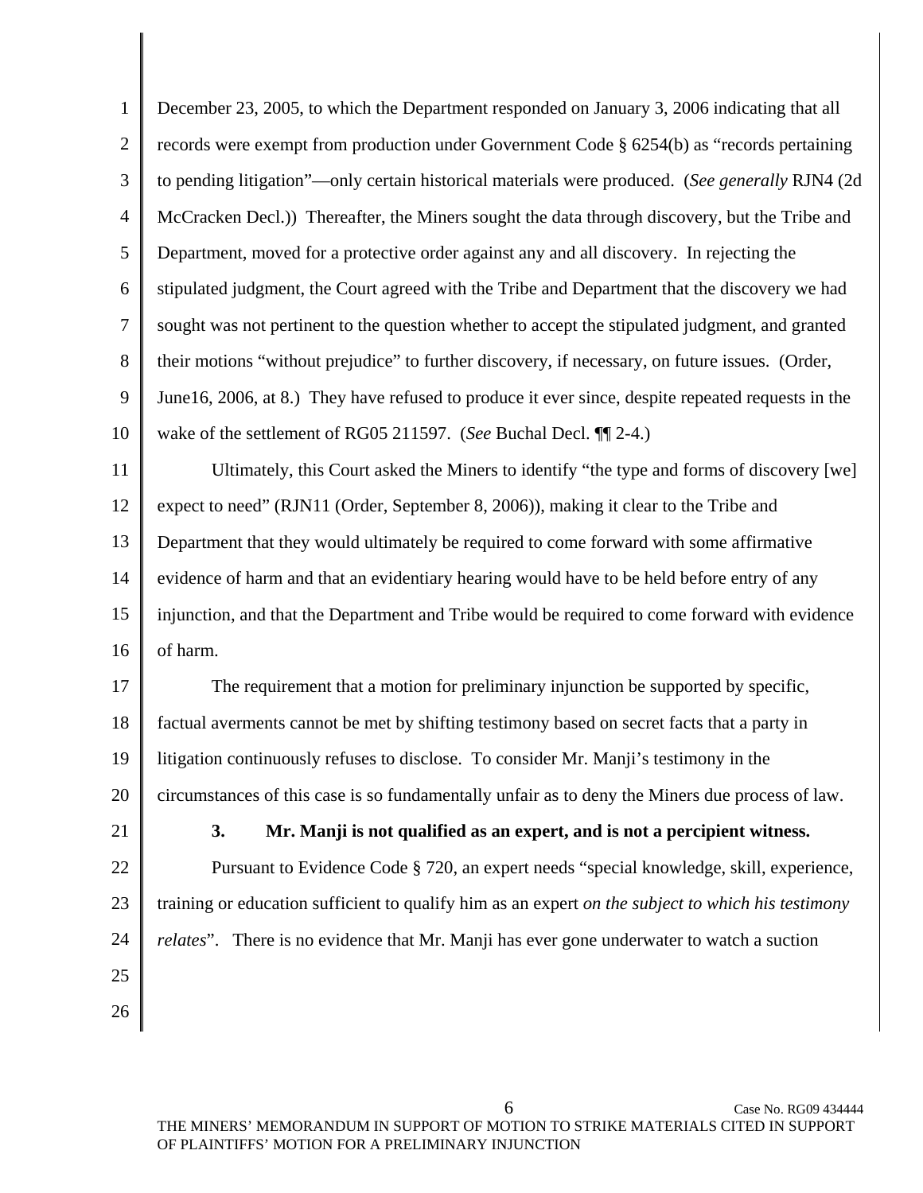December 23, 2005, to which the Department responded on January 3, 2006 indicating that all records were exempt from production under Government Code § 6254(b) as "records pertaining to pending litigation"—only certain historical materials were produced. (*See generally* RJN4 (2d McCracken Decl.)) Thereafter, the Miners sought the data through discovery, but the Tribe and Department, moved for a protective order against any and all discovery. In rejecting the stipulated judgment, the Court agreed with the Tribe and Department that the discovery we had sought was not pertinent to the question whether to accept the stipulated judgment, and granted their motions "without prejudice" to further discovery, if necessary, on future issues. (Order, June16, 2006, at 8.) They have refused to produce it ever since, despite repeated requests in the wake of the settlement of RG05 211597. (*See* Buchal Decl. ¶¶ 2-4.)

Ultimately, this Court asked the Miners to identify "the type and forms of discovery [we] expect to need" (RJN11 (Order, September 8, 2006)), making it clear to the Tribe and Department that they would ultimately be required to come forward with some affirmative evidence of harm and that an evidentiary hearing would have to be held before entry of any injunction, and that the Department and Tribe would be required to come forward with evidence of harm.

The requirement that a motion for preliminary injunction be supported by specific, factual averments cannot be met by shifting testimony based on secret facts that a party in litigation continuously refuses to disclose. To consider Mr. Manji's testimony in the circumstances of this case is so fundamentally unfair as to deny the Miners due process of law.

### 3. Mr. Manji is not qualified as an expert, and is not a percipient witness.

Pursuant to Evidence Code § 720, an expert needs "special knowledge, skill, experience, training or education sufficient to qualify him as an expert *on the subject to which his testimony relates*". There is no evidence that Mr. Manji has ever gone underwater to watch a suction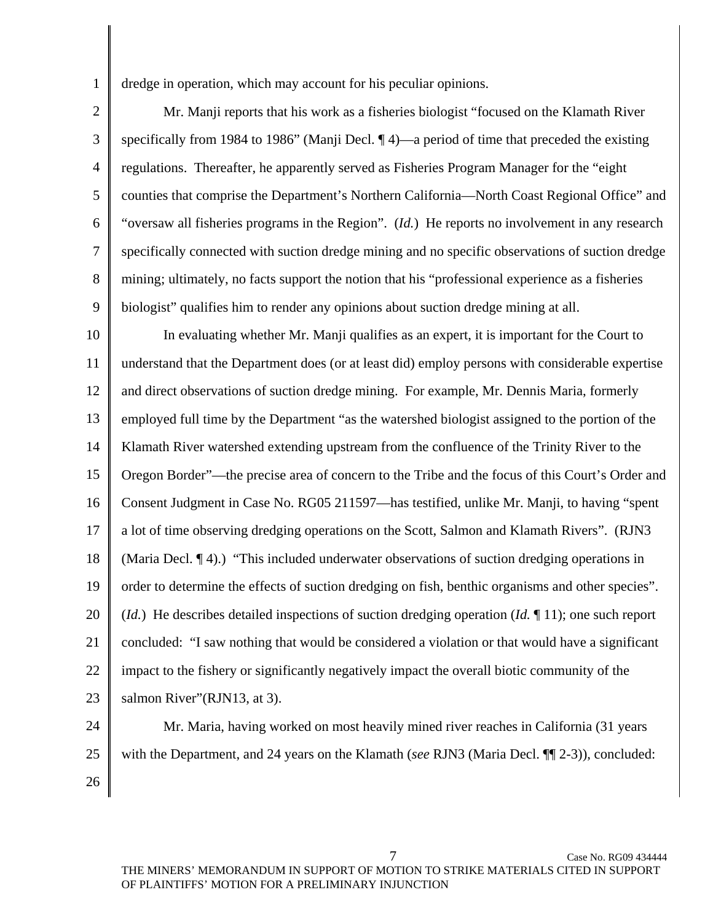dredge in operation, which may account for his peculiar opinions.

Mr. Manji reports that his work as a fisheries biologist "focused on the Klamath River specifically from 1984 to 1986" (Manji Decl. ¶ 4)—a period of time that preceded the existing regulations. Thereafter, he apparently served as Fisheries Program Manager for the "eight counties that comprise the Department's Northern California—North Coast Regional Office" and "oversaw all fisheries programs in the Region". (*Id.*) He reports no involvement in any research specifically connected with suction dredge mining and no specific observations of suction dredge mining; ultimately, no facts support the notion that his "professional experience as a fisheries biologist" qualifies him to render any opinions about suction dredge mining at all.

In evaluating whether Mr. Manji qualifies as an expert, it is important for the Court to understand that the Department does (or at least did) employ persons with considerable expertise and direct observations of suction dredge mining. For example, Mr. Dennis Maria, formerly employed full time by the Department "as the watershed biologist assigned to the portion of the Klamath River watershed extending upstream from the confluence of the Trinity River to the Oregon Border"—the precise area of concern to the Tribe and the focus of this Court's Order and Consent Judgment in Case No. RG05 211597—has testified, unlike Mr. Manji, to having "spent a lot of time observing dredging operations on the Scott, Salmon and Klamath Rivers". (RJN3 (Maria Decl. ¶ 4).) "This included underwater observations of suction dredging operations in order to determine the effects of suction dredging on fish, benthic organisms and other species". (*Id.*) He describes detailed inspections of suction dredging operation (*Id.* ¶ 11); one such report concluded: "I saw nothing that would be considered a violation or that would have a significant impact to the fishery or significantly negatively impact the overall biotic community of the salmon River"(RJN13, at 3).

Mr. Maria, having worked on most heavily mined river reaches in California (31 years with the Department, and 24 years on the Klamath (*see* RJN3 (Maria Decl. ¶¶ 2-3)), concluded: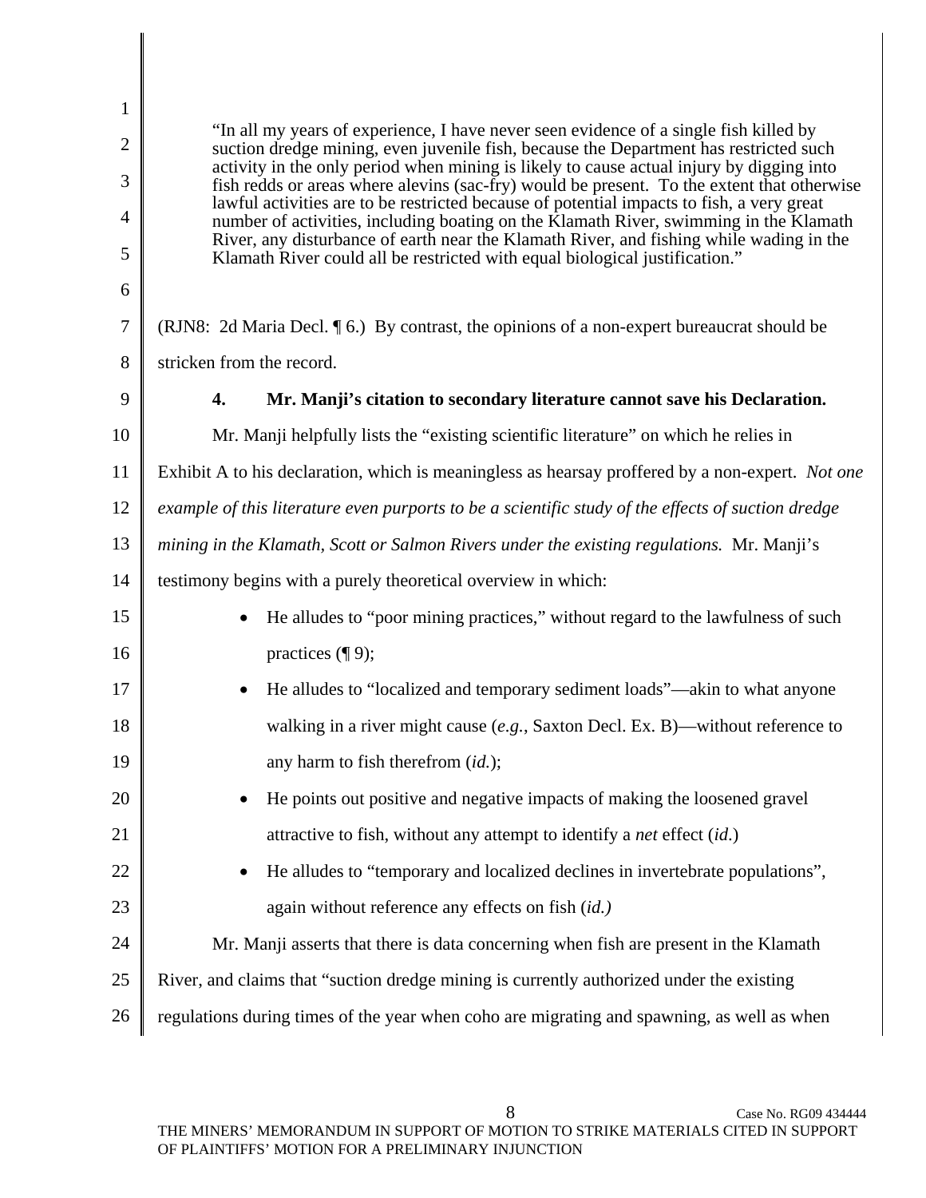> "In all my years of experience, I have never seen evidence of a single fish killed by suction dredge mining, even juvenile fish, because the Department has restricted such activity in the only period when mining is likely to cause actual injury by digging into fish redds or areas where alevins (sac-fry) would be present. To the extent that otherwise lawful activities are to be restricted because of potential impacts to fish, a very great number of activities, including boating on the Klamath River, swimming in the Klamath River, any disturbance of earth near the Klamath River, and fishing while wading in the Klamath River could all be restricted with equal biological justification."

(RJN8: 2d Maria Decl. ¶ 6.) By contrast, the opinions of a non-expert bureaucrat should be stricken from the record.

**4. Mr. Manji's citation to secondary literature cannot save his Declaration.**

Mr. Manji helpfully lists the "existing scientific literature" on which he relies in Exhibit A to his declaration, which is meaningless as hearsay proffered by a non-expert. *Not one example of this literature even purports to be a scientific study of the effects of suction dredge mining in the Klamath, Scott or Salmon Rivers under the existing regulations.* Mr. Manji's testimony begins with a purely theoretical overview in which:

- He alludes to "poor mining practices," without regard to the lawfulness of such practices (¶ 9);
- He alludes to "localized and temporary sediment loads"—akin to what anyone walking in a river might cause (*e.g.*, Saxton Decl. Ex. B)—without reference to any harm to fish therefrom (*id.*);
- He points out positive and negative impacts of making the loosened gravel attractive to fish, without any attempt to identify a *net* effect (*id.*)
- He alludes to "temporary and localized declines in invertebrate populations", again without reference any effects on fish (*id.)*

Mr. Manji asserts that there is data concerning when fish are present in the Klamath River, and claims that "suction dredge mining is currently authorized under the existing regulations during times of the year when coho are migrating and spawning, as well as when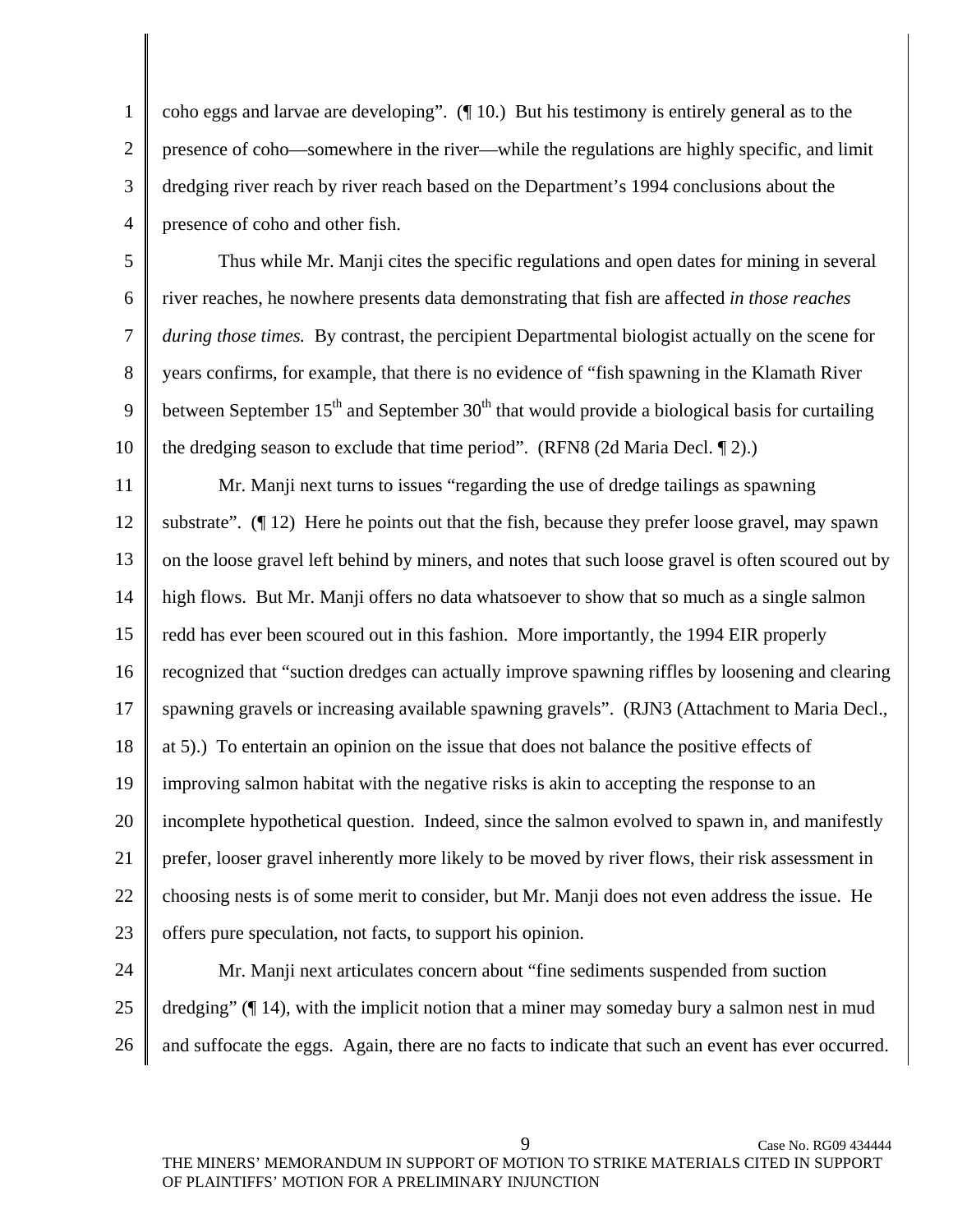coho eggs and larvae are developing". (¶ 10.) But his testimony is entirely general as to the presence of coho—somewhere in the river—while the regulations are highly specific, and limit dredging river reach by river reach based on the Department's 1994 conclusions about the presence of coho and other fish.

Thus while Mr. Manji cites the specific regulations and open dates for mining in several river reaches, he nowhere presents data demonstrating that fish are affected *in those reaches during those times.* By contrast, the percipient Departmental biologist actually on the scene for years confirms, for example, that there is no evidence of "fish spawning in the Klamath River between September 15th and September 30th that would provide a biological basis for curtailing the dredging season to exclude that time period". (RFN8 (2d Maria Decl. ¶ 2).)

Mr. Manji next turns to issues "regarding the use of dredge tailings as spawning substrate". (¶ 12) Here he points out that the fish, because they prefer loose gravel, may spawn on the loose gravel left behind by miners, and notes that such loose gravel is often scoured out by high flows. But Mr. Manji offers no data whatsoever to show that so much as a single salmon redd has ever been scoured out in this fashion. More importantly, the 1994 EIR properly recognized that "suction dredges can actually improve spawning riffles by loosening and clearing spawning gravels or increasing available spawning gravels". (RJN3 (Attachment to Maria Decl., at 5).) To entertain an opinion on the issue that does not balance the positive effects of improving salmon habitat with the negative risks is akin to accepting the response to an incomplete hypothetical question. Indeed, since the salmon evolved to spawn in, and manifestly prefer, looser gravel inherently more likely to be moved by river flows, their risk assessment in choosing nests is of some merit to consider, but Mr. Manji does not even address the issue. He offers pure speculation, not facts, to support his opinion.

Mr. Manji next articulates concern about "fine sediments suspended from suction dredging" (¶ 14), with the implicit notion that a miner may someday bury a salmon nest in mud and suffocate the eggs. Again, there are no facts to indicate that such an event has ever occurred.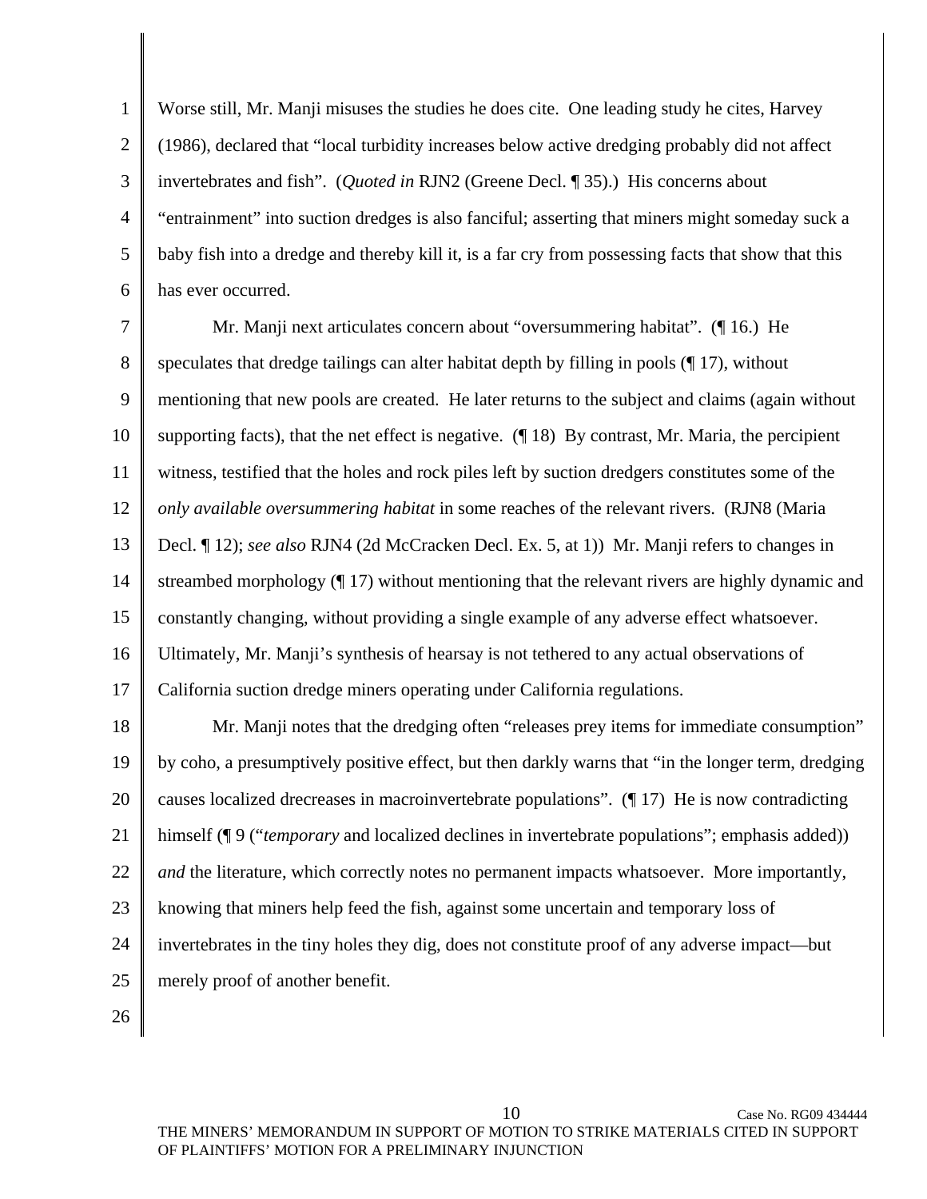Worse still, Mr. Manji misuses the studies he does cite. One leading study he cites, Harvey (1986), declared that "local turbidity increases below active dredging probably did not affect invertebrates and fish". (*Quoted in* RJN2 (Greene Decl. ¶ 35).) His concerns about "entrainment" into suction dredges is also fanciful; asserting that miners might someday suck a baby fish into a dredge and thereby kill it, is a far cry from possessing facts that show that this has ever occurred.

Mr. Manji next articulates concern about "oversummering habitat". (¶ 16.) He speculates that dredge tailings can alter habitat depth by filling in pools (¶ 17), without mentioning that new pools are created. He later returns to the subject and claims (again without supporting facts), that the net effect is negative. (¶ 18) By contrast, Mr. Maria, the percipient witness, testified that the holes and rock piles left by suction dredgers constitutes some of the *only available oversummering habitat* in some reaches of the relevant rivers. (RJN8 (Maria Decl. ¶ 12); *see also* RJN4 (2d McCracken Decl. Ex. 5, at 1)) Mr. Manji refers to changes in streambed morphology (¶ 17) without mentioning that the relevant rivers are highly dynamic and constantly changing, without providing a single example of any adverse effect whatsoever. Ultimately, Mr. Manji's synthesis of hearsay is not tethered to any actual observations of California suction dredge miners operating under California regulations.

Mr. Manji notes that the dredging often "releases prey items for immediate consumption" by coho, a presumptively positive effect, but then darkly warns that "in the longer term, dredging causes localized drecreases in macroinvertebrate populations". (¶ 17) He is now contradicting himself (¶ 9 ("*temporary* and localized declines in invertebrate populations"; emphasis added)) *and* the literature, which correctly notes no permanent impacts whatsoever. More importantly, knowing that miners help feed the fish, against some uncertain and temporary loss of invertebrates in the tiny holes they dig, does not constitute proof of any adverse impact—but merely proof of another benefit.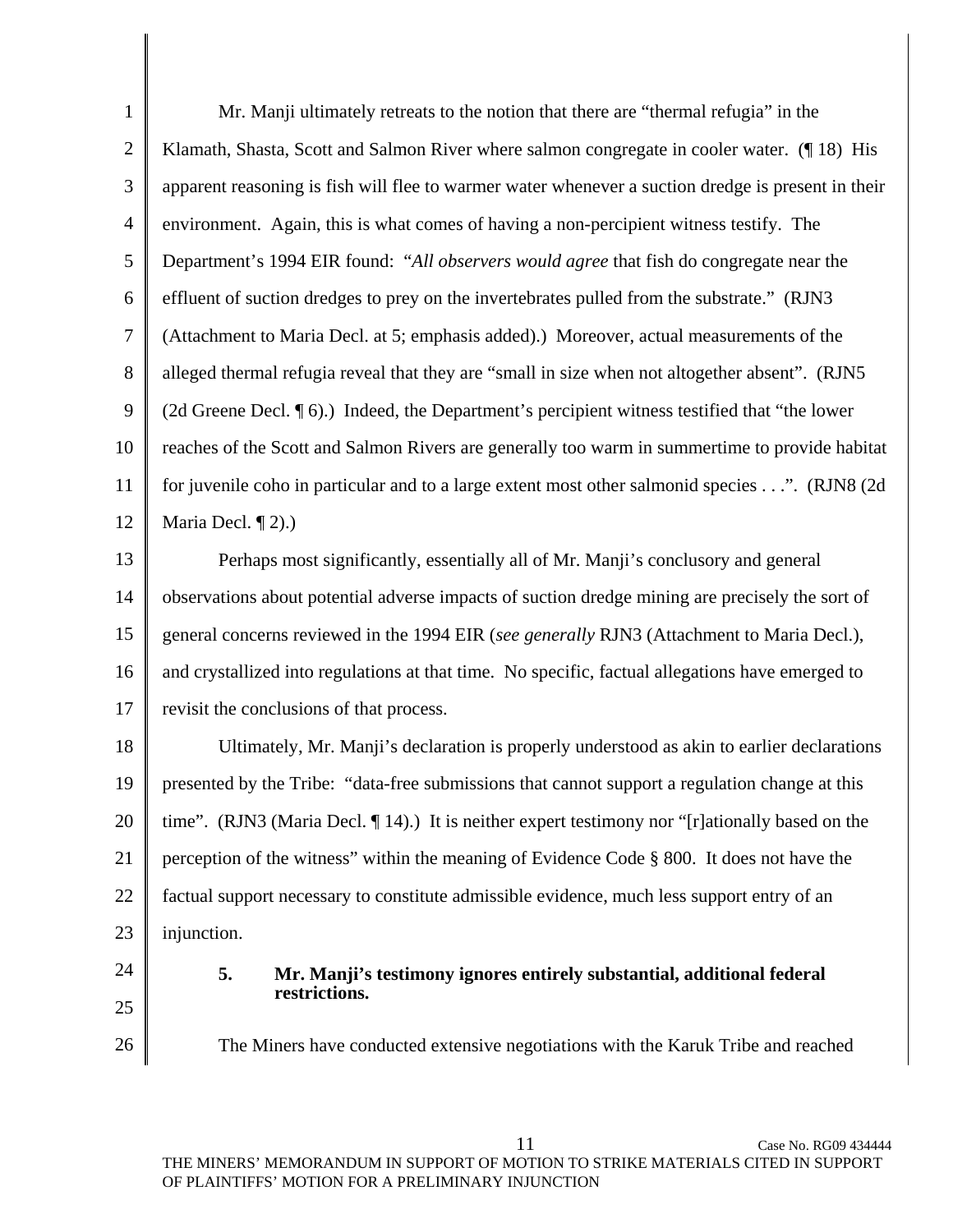Mr. Manji ultimately retreats to the notion that there are "thermal refugia" in the Klamath, Shasta, Scott and Salmon River where salmon congregate in cooler water. (¶ 18) His apparent reasoning is fish will flee to warmer water whenever a suction dredge is present in their environment. Again, this is what comes of having a non-percipient witness testify. The Department's 1994 EIR found: "*All observers would agree* that fish do congregate near the effluent of suction dredges to prey on the invertebrates pulled from the substrate." (RJN3 (Attachment to Maria Decl. at 5; emphasis added).) Moreover, actual measurements of the alleged thermal refugia reveal that they are "small in size when not altogether absent". (RJN5 (2d Greene Decl. ¶ 6).) Indeed, the Department's percipient witness testified that "the lower reaches of the Scott and Salmon Rivers are generally too warm in summertime to provide habitat for juvenile coho in particular and to a large extent most other salmonid species . . .". (RJN8 (2d Maria Decl. ¶ 2).)

Perhaps most significantly, essentially all of Mr. Manji's conclusory and general observations about potential adverse impacts of suction dredge mining are precisely the sort of general concerns reviewed in the 1994 EIR (*see generally* RJN3 (Attachment to Maria Decl.), and crystallized into regulations at that time. No specific, factual allegations have emerged to revisit the conclusions of that process.

Ultimately, Mr. Manji's declaration is properly understood as akin to earlier declarations presented by the Tribe: "data-free submissions that cannot support a regulation change at this time". (RJN3 (Maria Decl. ¶ 14).) It is neither expert testimony nor "[r]ationally based on the perception of the witness" within the meaning of Evidence Code § 800. It does not have the factual support necessary to constitute admissible evidence, much less support entry of an injunction.

**5. Mr. Manji's testimony ignores entirely substantial, additional federal restrictions.**

The Miners have conducted extensive negotiations with the Karuk Tribe and reached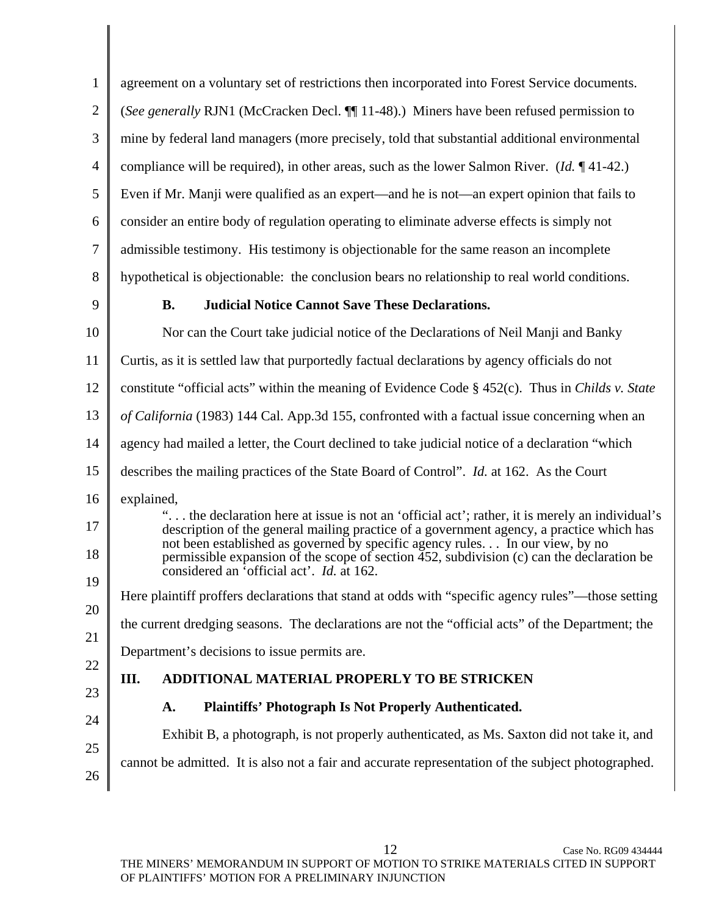agreement on a voluntary set of restrictions then incorporated into Forest Service documents. (*See generally* RJN1 (McCracken Decl. ¶¶ 11-48).) Miners have been refused permission to mine by federal land managers (more precisely, told that substantial additional environmental compliance will be required), in other areas, such as the lower Salmon River. (*Id.* ¶ 41-42.) Even if Mr. Manji were qualified as an expert—and he is not—an expert opinion that fails to consider an entire body of regulation operating to eliminate adverse effects is simply not admissible testimony. His testimony is objectionable for the same reason an incomplete hypothetical is objectionable: the conclusion bears no relationship to real world conditions.

### B. Judicial Notice Cannot Save These Declarations.

Nor can the Court take judicial notice of the Declarations of Neil Manji and Banky Curtis, as it is settled law that purportedly factual declarations by agency officials do not constitute "official acts" within the meaning of Evidence Code § 452(c). Thus in *Childs v. State of California* (1983) 144 Cal. App.3d 155, confronted with a factual issue concerning when an agency had mailed a letter, the Court declined to take judicial notice of a declaration "which describes the mailing practices of the State Board of Control". *Id.* at 162. As the Court explained,

> ". . . the declaration here at issue is not an 'official act'; rather, it is merely an individual's description of the general mailing practice of a government agency, a practice which has not been established as governed by specific agency rules. . . In our view, by no permissible expansion of the scope of section 452, subdivision (c) can the declaration be considered an 'official act'. *Id.* at 162.

Here plaintiff proffers declarations that stand at odds with "specific agency rules"—those setting the current dredging seasons. The declarations are not the "official acts" of the Department; the Department's decisions to issue permits are.

## III. ADDITIONAL MATERIAL PROPERLY TO BE STRICKEN

### A. Plaintiffs' Photograph Is Not Properly Authenticated.

Exhibit B, a photograph, is not properly authenticated, as Ms. Saxton did not take it, and cannot be admitted. It is also not a fair and accurate representation of the subject photographed.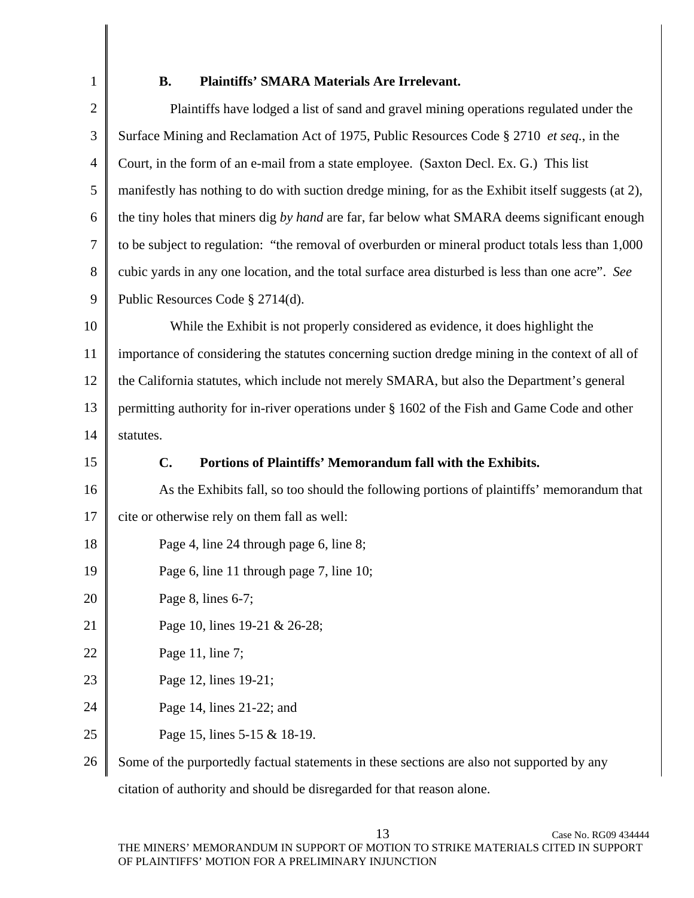### B. Plaintiffs' SMARA Materials Are Irrelevant.

Plaintiffs have lodged a list of sand and gravel mining operations regulated under the Surface Mining and Reclamation Act of 1975, Public Resources Code § 2710 *et seq.*, in the Court, in the form of an e-mail from a state employee. (Saxton Decl. Ex. G.) This list manifestly has nothing to do with suction dredge mining, for as the Exhibit itself suggests (at 2), the tiny holes that miners dig *by hand* are far, far below what SMARA deems significant enough to be subject to regulation: "the removal of overburden or mineral product totals less than 1,000 cubic yards in any one location, and the total surface area disturbed is less than one acre". *See* Public Resources Code § 2714(d).

While the Exhibit is not properly considered as evidence, it does highlight the importance of considering the statutes concerning suction dredge mining in the context of all of the California statutes, which include not merely SMARA, but also the Department's general permitting authority for in-river operations under § 1602 of the Fish and Game Code and other statutes.

### C. Portions of Plaintiffs' Memorandum fall with the Exhibits.

As the Exhibits fall, so too should the following portions of plaintiffs' memorandum that cite or otherwise rely on them fall as well:

Page 4, line 24 through page 6, line 8;

Page 6, line 11 through page 7, line 10;

Page 8, lines 6-7;

Page 10, lines 19-21 & 26-28;

Page 11, line 7;

Page 12, lines 19-21;

Page 14, lines 21-22; and

Page 15, lines 5-15 & 18-19.

Some of the purportedly factual statements in these sections are also not supported by any citation of authority and should be disregarded for that reason alone.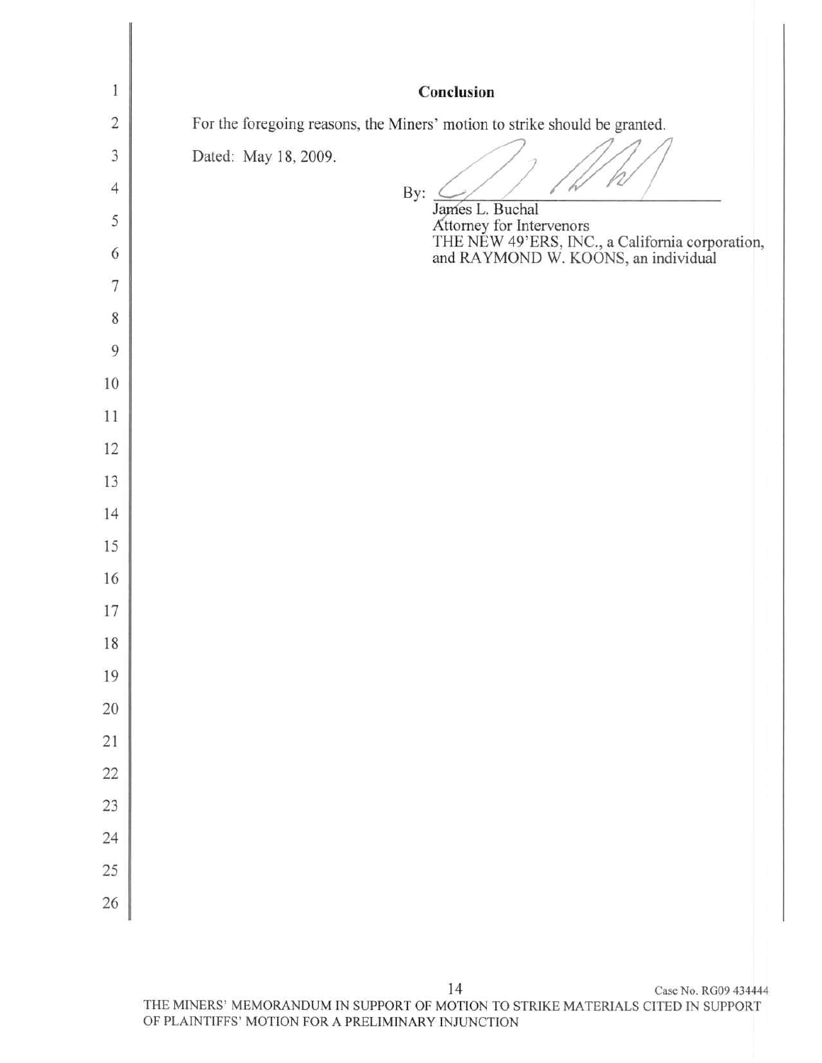## Conclusion

For the foregoing reasons, the Miners' motion to strike should be granted.

Dated: May 18, 2009.

By: ______________________________

James L. Buchal
Attorney for Intervenors
THE NEW 49'ERS, INC., a California corporation,
and RAYMOND W. KOONS, an individual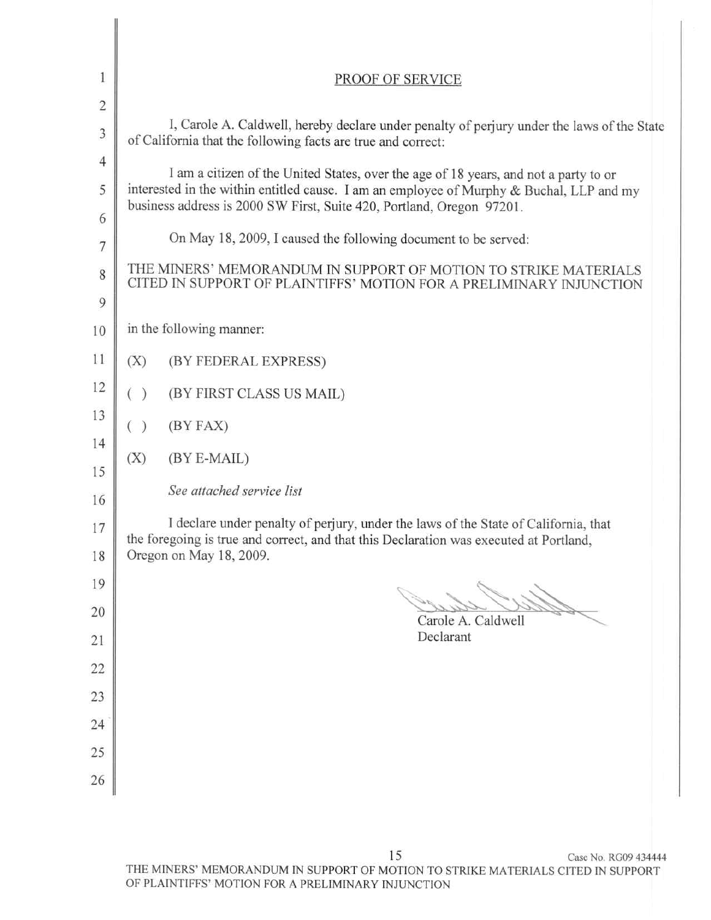# PROOF OF SERVICE

I, Carole A. Caldwell, hereby declare under penalty of perjury under the laws of the State of California that the following facts are true and correct:

I am a citizen of the United States, over the age of 18 years, and not a party to or interested in the within entitled cause. I am an employee of Murphy & Buchal, LLP and my business address is 2000 SW First, Suite 420, Portland, Oregon 97201.

On May 18, 2009, I caused the following document to be served:

THE MINERS' MEMORANDUM IN SUPPORT OF MOTION TO STRIKE MATERIALS CITED IN SUPPORT OF PLAINTIFFS' MOTION FOR A PRELIMINARY INJUNCTION

in the following manner:

(X) (BY FEDERAL EXPRESS)

( ) (BY FIRST CLASS US MAIL)

( ) (BY FAX)

(X) (BY E-MAIL)

*See attached service list*

I declare under penalty of perjury, under the laws of the State of California, that the foregoing is true and correct, and that this Declaration was executed at Portland, Oregon on May 18, 2009.

Carole A. Caldwell
Declarant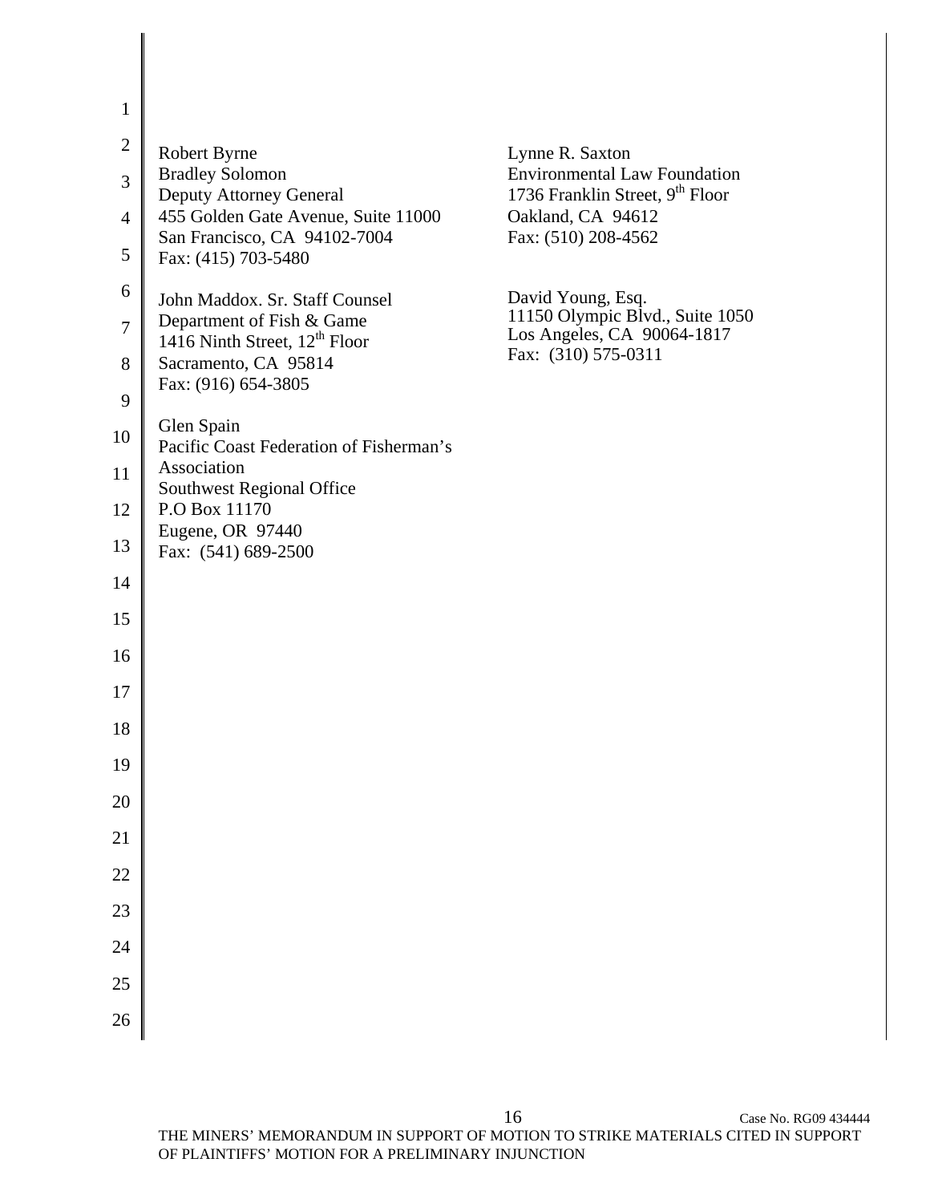Robert Byrne
Bradley Solomon
Deputy Attorney General
455 Golden Gate Avenue, Suite 11000
San Francisco, CA 94102-7004
Fax: (415) 703-5480

John Maddox. Sr. Staff Counsel
Department of Fish & Game
1416 Ninth Street, 12th Floor
Sacramento, CA 95814
Fax: (916) 654-3805

Glen Spain
Pacific Coast Federation of Fisherman's Association
Southwest Regional Office
P.O Box 11170
Eugene, OR 97440
Fax: (541) 689-2500

Lynne R. Saxton
Environmental Law Foundation
1736 Franklin Street, 9th Floor
Oakland, CA 94612
Fax: (510) 208-4562

David Young, Esq.
11150 Olympic Blvd., Suite 1050
Los Angeles, CA 90064-1817
Fax: (310) 575-0311